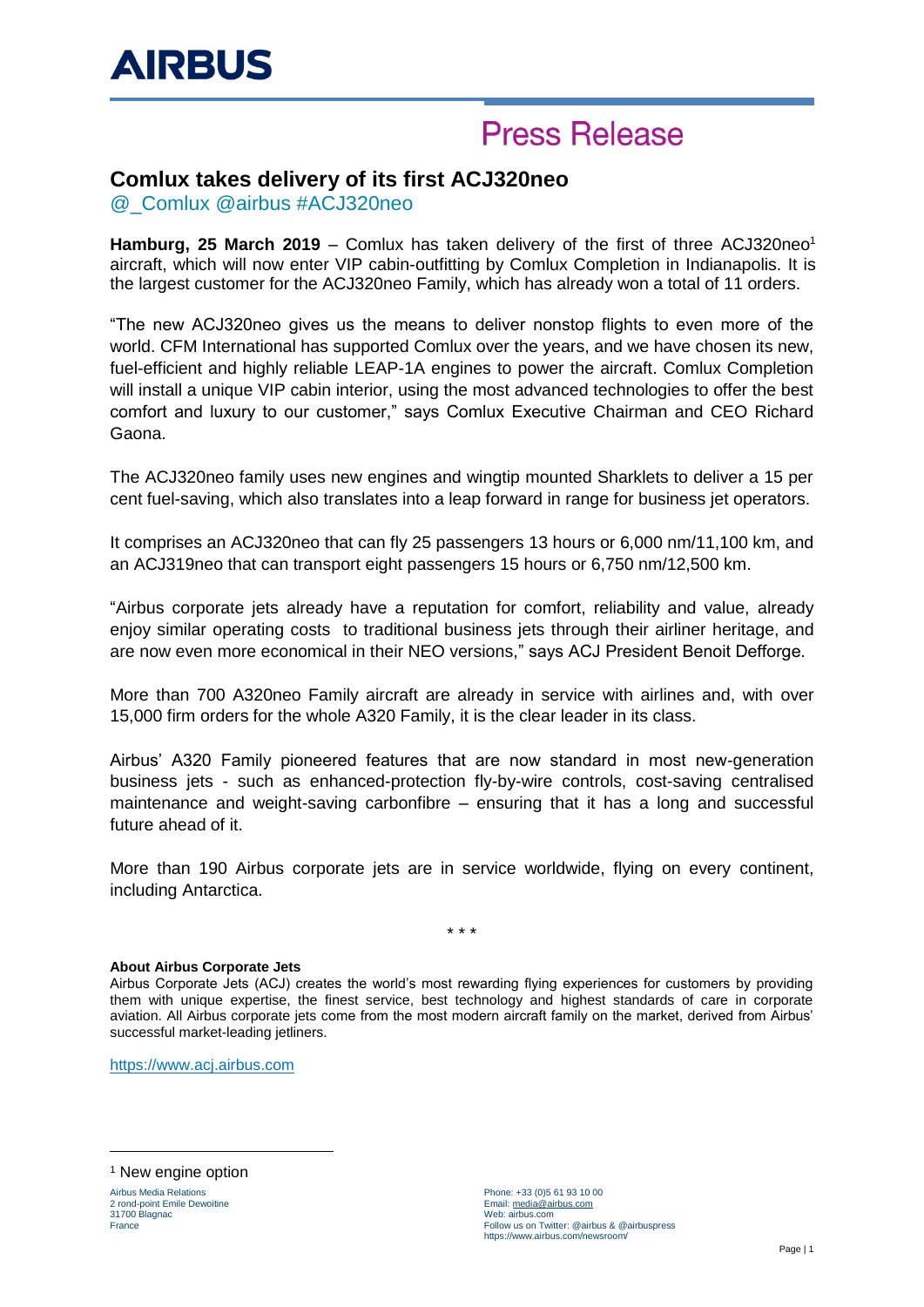# AIRBUS

## Press Release

## Comlux takes delivery of its first ACJ320neo

@_Comlux @airbus #ACJ320neo

**Hamburg, 25 March 2019** – Comlux has taken delivery of the first of three ACJ320neo[1] aircraft, which will now enter VIP cabin-outfitting by Comlux Completion in Indianapolis. It is the largest customer for the ACJ320neo Family, which has already won a total of 11 orders.

"The new ACJ320neo gives us the means to deliver nonstop flights to even more of the world. CFM International has supported Comlux over the years, and we have chosen its new, fuel-efficient and highly reliable LEAP-1A engines to power the aircraft. Comlux Completion will install a unique VIP cabin interior, using the most advanced technologies to offer the best comfort and luxury to our customer," says Comlux Executive Chairman and CEO Richard Gaona.

The ACJ320neo family uses new engines and wingtip mounted Sharklets to deliver a 15 per cent fuel-saving, which also translates into a leap forward in range for business jet operators.

It comprises an ACJ320neo that can fly 25 passengers 13 hours or 6,000 nm/11,100 km, and an ACJ319neo that can transport eight passengers 15 hours or 6,750 nm/12,500 km.

"Airbus corporate jets already have a reputation for comfort, reliability and value, already enjoy similar operating costs to traditional business jets through their airliner heritage, and are now even more economical in their NEO versions," says ACJ President Benoit Defforge.

More than 700 A320neo Family aircraft are already in service with airlines and, with over 15,000 firm orders for the whole A320 Family, it is the clear leader in its class.

Airbus' A320 Family pioneered features that are now standard in most new-generation business jets - such as enhanced-protection fly-by-wire controls, cost-saving centralised maintenance and weight-saving carbonfibre – ensuring that it has a long and successful future ahead of it.

More than 190 Airbus corporate jets are in service worldwide, flying on every continent, including Antarctica.

\* \* \*

**About Airbus Corporate Jets**

Airbus Corporate Jets (ACJ) creates the world's most rewarding flying experiences for customers by providing them with unique expertise, the finest service, best technology and highest standards of care in corporate aviation. All Airbus corporate jets come from the most modern aircraft family on the market, derived from Airbus' successful market-leading jetliners.

https://www.acj.airbus.com

[1] New engine option

Airbus Media Relations
2 rond-point Emile Dewoitine
31700 Blagnac
France

Phone: +33 (0)5 61 93 10 00
Email: media@airbus.com
Web: airbus.com
Follow us on Twitter: @airbus & @airbuspress
https://www.airbus.com/newsroom/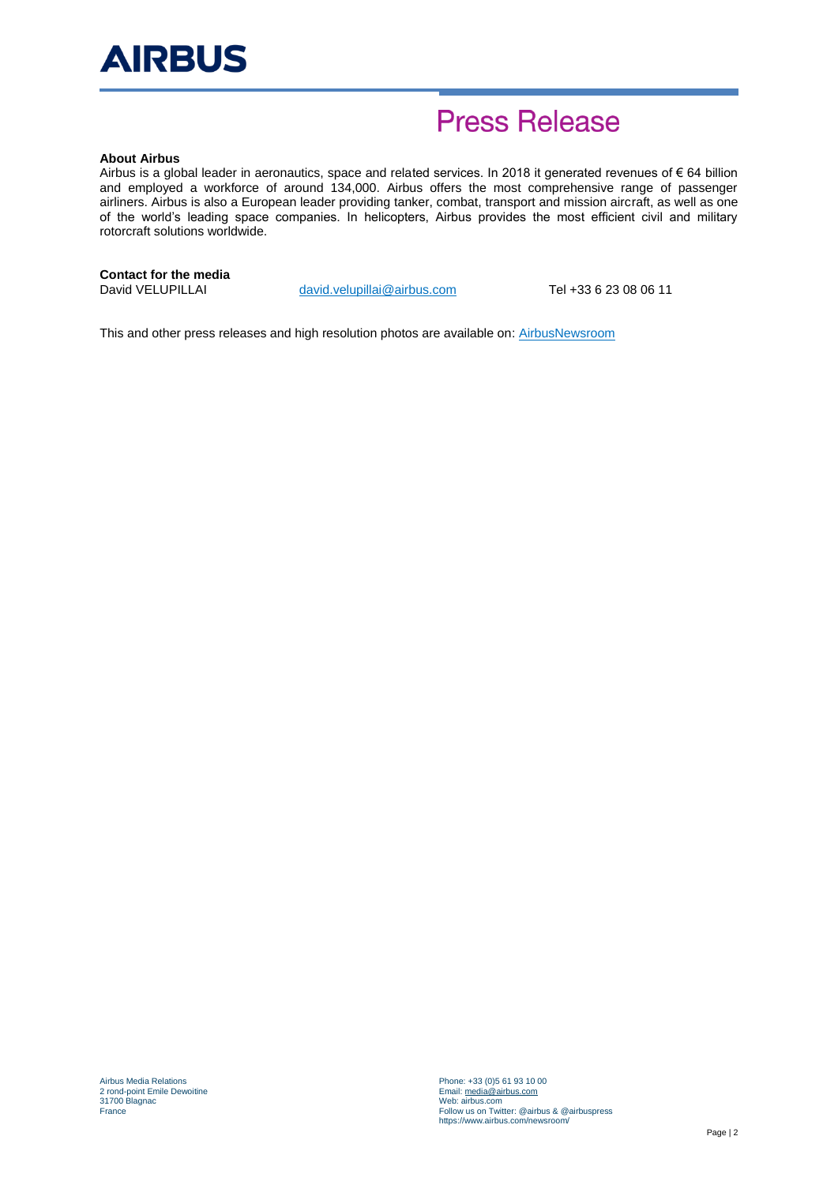**About Airbus**

Airbus is a global leader in aeronautics, space and related services. In 2018 it generated revenues of € 64 billion and employed a workforce of around 134,000. Airbus offers the most comprehensive range of passenger airliners. Airbus is also a European leader providing tanker, combat, transport and mission aircraft, as well as one of the world's leading space companies. In helicopters, Airbus provides the most efficient civil and military rotorcraft solutions worldwide.

**Contact for the media**

David VELUPILLAI    david.velupillai@airbus.com    Tel +33 6 23 08 06 11

This and other press releases and high resolution photos are available on: AirbusNewsroom

Airbus Media Relations
2 rond-point Emile Dewoitine
31700 Blagnac
France

Phone: +33 (0)5 61 93 10 00
Email: media@airbus.com
Web: airbus.com
Follow us on Twitter: @airbus & @airbuspress
https://www.airbus.com/newsroom/